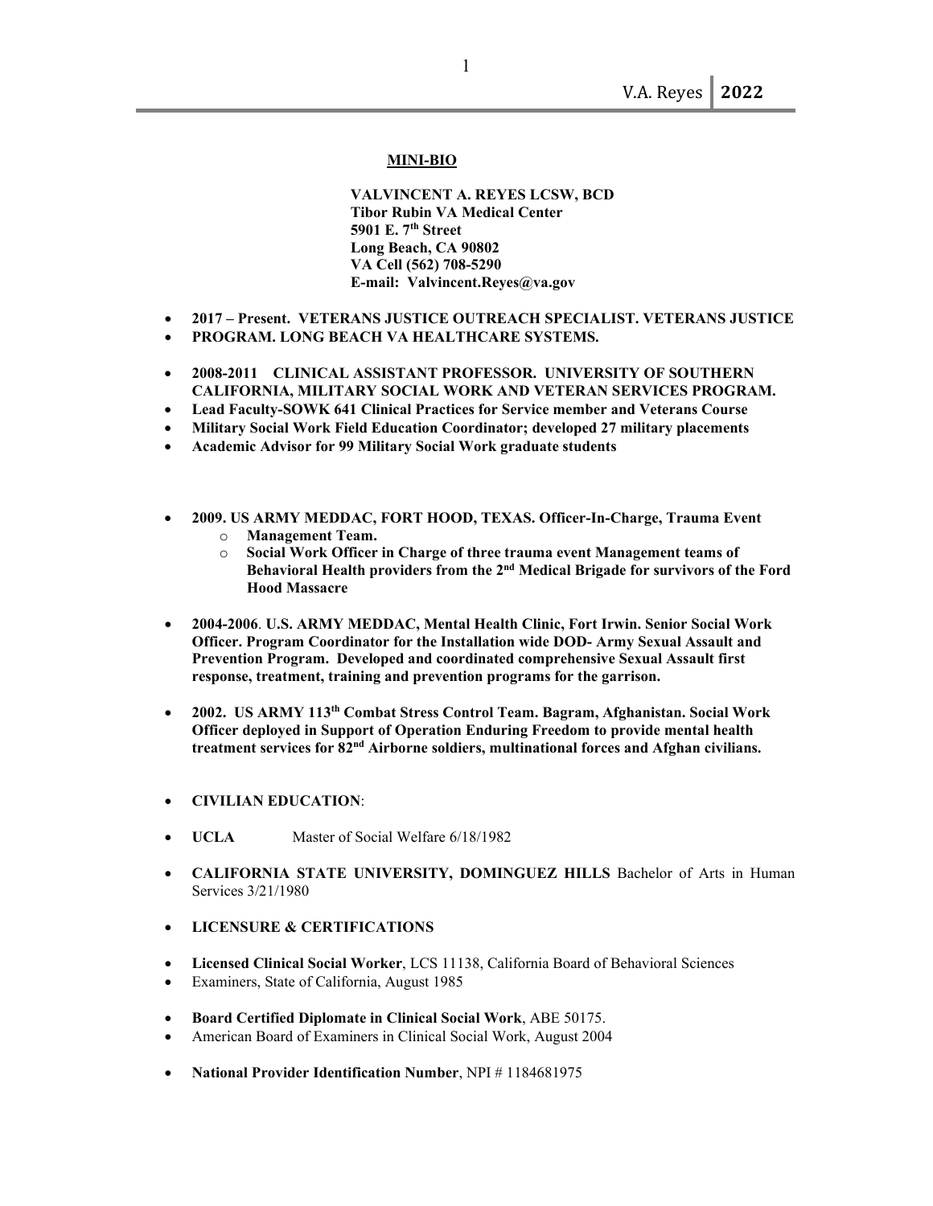**MINI-BIO**

**VALVINCENT A. REYES LCSW, BCD**
**Tibor Rubin VA Medical Center**
**5901 E. 7th Street**
**Long Beach, CA 90802**
**VA Cell (562) 708-5290**
**E-mail: Valvincent.Reyes@va.gov**

- **2017 – Present. VETERANS JUSTICE OUTREACH SPECIALIST. VETERANS JUSTICE**
- **PROGRAM. LONG BEACH VA HEALTHCARE SYSTEMS.**

- **2008-2011 CLINICAL ASSISTANT PROFESSOR. UNIVERSITY OF SOUTHERN CALIFORNIA, MILITARY SOCIAL WORK AND VETERAN SERVICES PROGRAM.**
- **Lead Faculty-SOWK 641 Clinical Practices for Service member and Veterans Course**
- **Military Social Work Field Education Coordinator; developed 27 military placements**
- **Academic Advisor for 99 Military Social Work graduate students**

- **2009. US ARMY MEDDAC, FORT HOOD, TEXAS. Officer-In-Charge, Trauma Event**
  - **Management Team.**
  - **Social Work Officer in Charge of three trauma event Management teams of Behavioral Health providers from the 2nd Medical Brigade for survivors of the Ford Hood Massacre**

- **2004-2006. U.S. ARMY MEDDAC, Mental Health Clinic, Fort Irwin. Senior Social Work Officer. Program Coordinator for the Installation wide DOD- Army Sexual Assault and Prevention Program. Developed and coordinated comprehensive Sexual Assault first response, treatment, training and prevention programs for the garrison.**

- **2002. US ARMY 113th Combat Stress Control Team. Bagram, Afghanistan. Social Work Officer deployed in Support of Operation Enduring Freedom to provide mental health treatment services for 82nd Airborne soldiers, multinational forces and Afghan civilians.**

- **CIVILIAN EDUCATION**:

- **UCLA** Master of Social Welfare 6/18/1982

- **CALIFORNIA STATE UNIVERSITY, DOMINGUEZ HILLS** Bachelor of Arts in Human Services 3/21/1980

- **LICENSURE & CERTIFICATIONS**

- **Licensed Clinical Social Worker**, LCS 11138, California Board of Behavioral Sciences
- Examiners, State of California, August 1985

- **Board Certified Diplomate in Clinical Social Work**, ABE 50175.
- American Board of Examiners in Clinical Social Work, August 2004

- **National Provider Identification Number**, NPI # 1184681975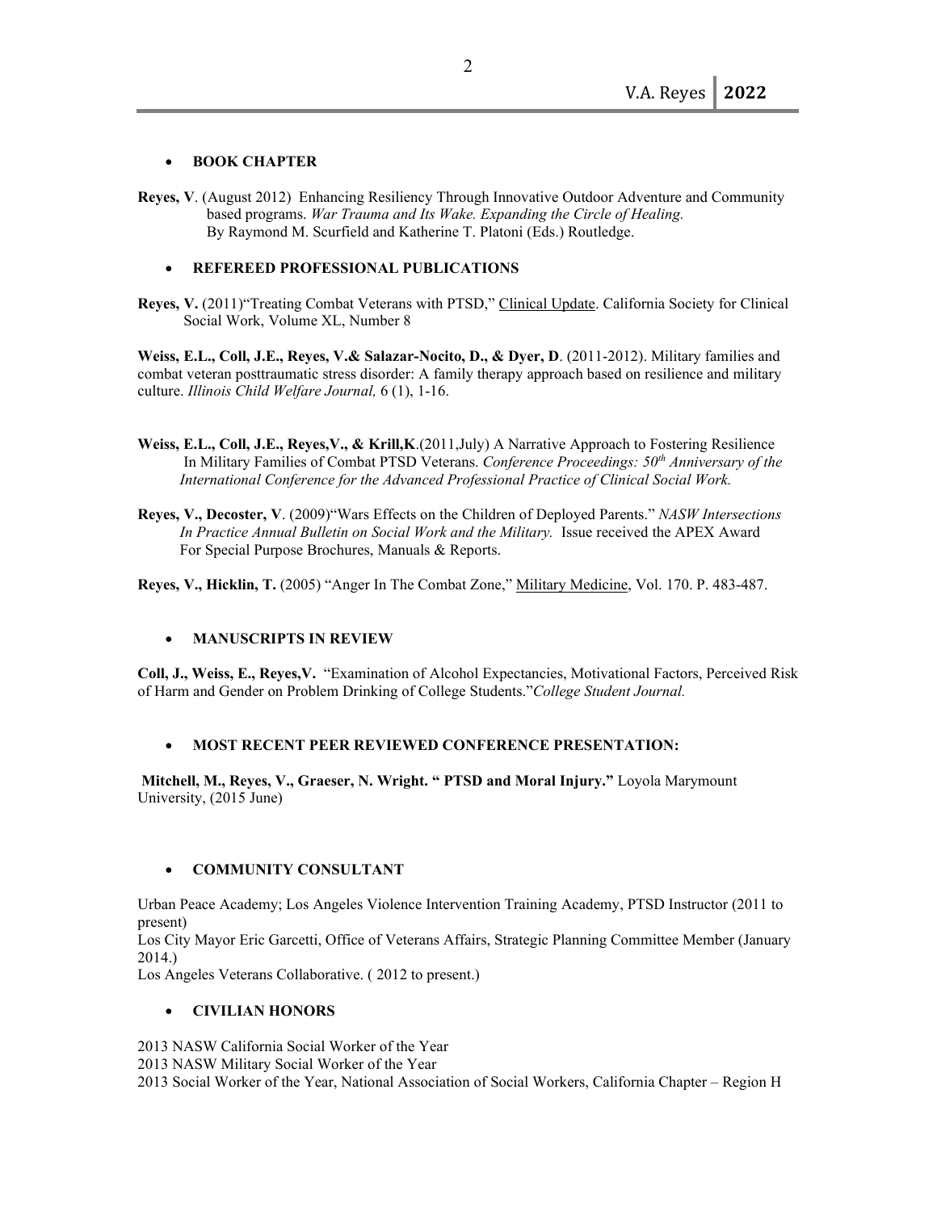- **BOOK CHAPTER**

**Reyes, V**. (August 2012) Enhancing Resiliency Through Innovative Outdoor Adventure and Community based programs. *War Trauma and Its Wake. Expanding the Circle of Healing.* By Raymond M. Scurfield and Katherine T. Platoni (Eds.) Routledge.

- **REFEREED PROFESSIONAL PUBLICATIONS**

**Reyes, V.** (2011)"Treating Combat Veterans with PTSD," Clinical Update. California Society for Clinical Social Work, Volume XL, Number 8

**Weiss, E.L., Coll, J.E., Reyes, V.& Salazar-Nocito, D., & Dyer, D**. (2011-2012). Military families and combat veteran posttraumatic stress disorder: A family therapy approach based on resilience and military culture. *Illinois Child Welfare Journal,* 6 (1), 1-16.

**Weiss, E.L., Coll, J.E., Reyes,V., & Krill,K**.(2011,July) A Narrative Approach to Fostering Resilience In Military Families of Combat PTSD Veterans. *Conference Proceedings: 50th Anniversary of the International Conference for the Advanced Professional Practice of Clinical Social Work.*

**Reyes, V., Decoster, V**. (2009)"Wars Effects on the Children of Deployed Parents." *NASW Intersections In Practice Annual Bulletin on Social Work and the Military.* Issue received the APEX Award For Special Purpose Brochures, Manuals & Reports.

**Reyes, V., Hicklin, T.** (2005) "Anger In The Combat Zone," Military Medicine, Vol. 170. P. 483-487.

- **MANUSCRIPTS IN REVIEW**

**Coll, J., Weiss, E., Reyes,V.** "Examination of Alcohol Expectancies, Motivational Factors, Perceived Risk of Harm and Gender on Problem Drinking of College Students."*College Student Journal.*

- **MOST RECENT PEER REVIEWED CONFERENCE PRESENTATION:**

**Mitchell, M., Reyes, V., Graeser, N. Wright. " PTSD and Moral Injury."** Loyola Marymount University, (2015 June)

- **COMMUNITY CONSULTANT**

Urban Peace Academy; Los Angeles Violence Intervention Training Academy, PTSD Instructor (2011 to present)
Los City Mayor Eric Garcetti, Office of Veterans Affairs, Strategic Planning Committee Member (January 2014.)
Los Angeles Veterans Collaborative. ( 2012 to present.)

- **CIVILIAN HONORS**

2013 NASW California Social Worker of the Year
2013 NASW Military Social Worker of the Year
2013 Social Worker of the Year, National Association of Social Workers, California Chapter – Region H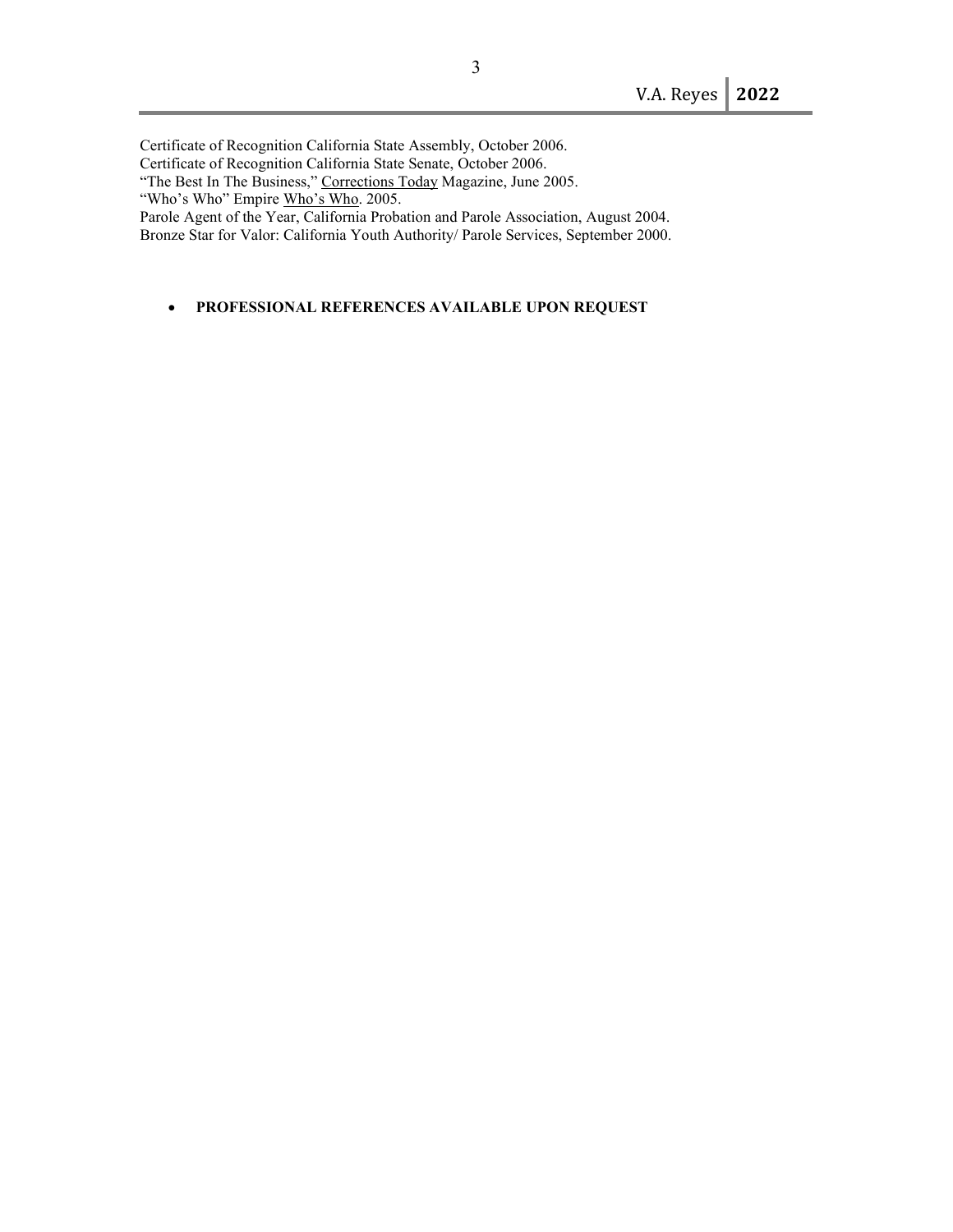Certificate of Recognition California State Assembly, October 2006.
Certificate of Recognition California State Senate, October 2006.
"The Best In The Business," Corrections Today Magazine, June 2005.
"Who's Who" Empire Who's Who. 2005.
Parole Agent of the Year, California Probation and Parole Association, August 2004.
Bronze Star for Valor: California Youth Authority/ Parole Services, September 2000.

- **PROFESSIONAL REFERENCES AVAILABLE UPON REQUEST**